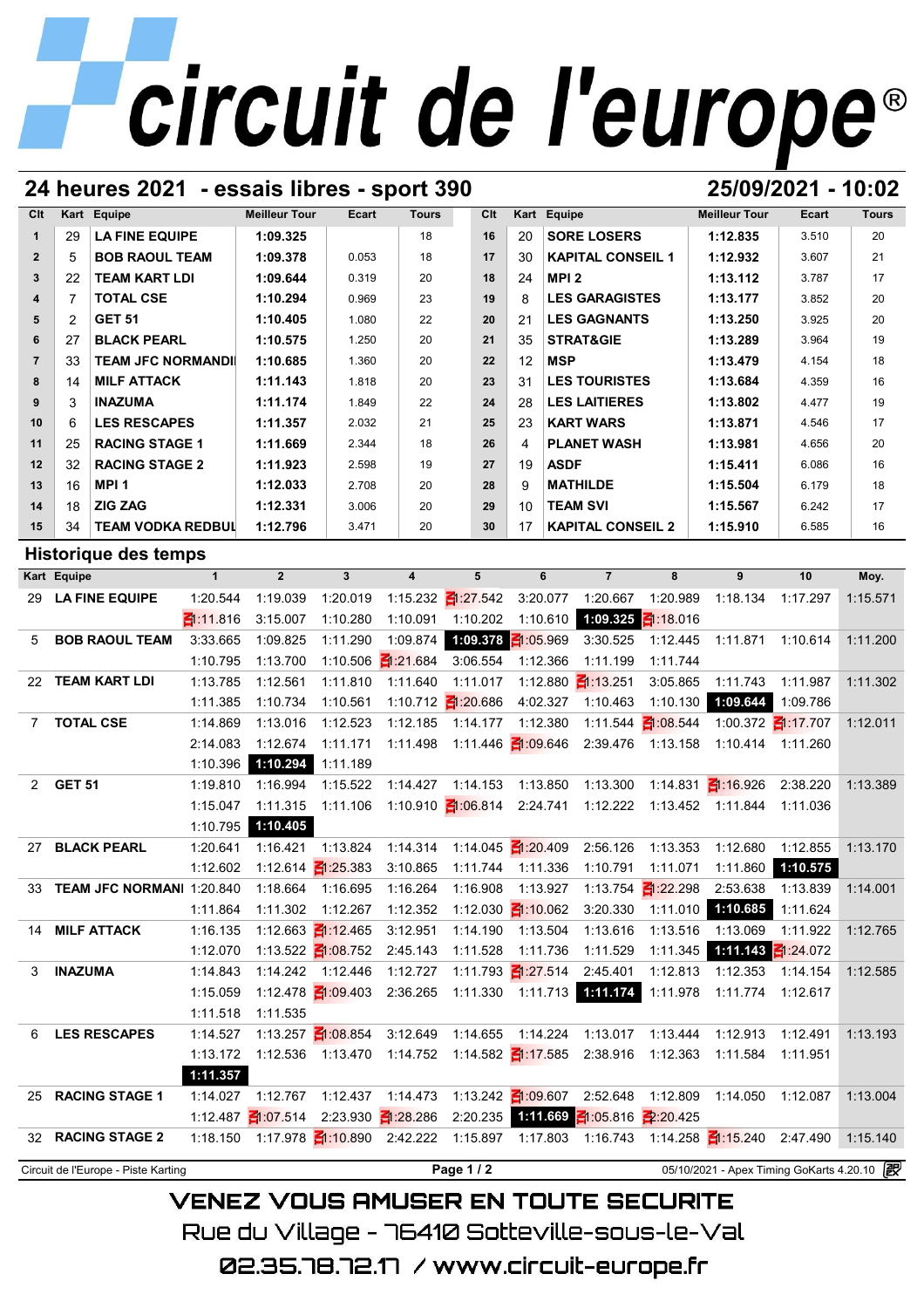# circuit de l'europe®

## 24 heures 2021 - essais libres - sport 390

**25/09/2021 - 10:02**

| Clt | Kart | Equipe | Meilleur Tour | Ecart | Tours | Clt | Kart | Equipe | Meilleur Tour | Ecart | Tours |
|---|---|---|---|---|---|---|---|---|---|---|---|
| 1 | 29 | LA FINE EQUIPE | 1:09.325 | | 18 | 16 | 20 | SORE LOSERS | 1:12.835 | 3.510 | 20 |
| 2 | 5 | BOB RAOUL TEAM | 1:09.378 | 0.053 | 18 | 17 | 30 | KAPITAL CONSEIL 1 | 1:12.932 | 3.607 | 21 |
| 3 | 22 | TEAM KART LDI | 1:09.644 | 0.319 | 20 | 18 | 24 | MPI 2 | 1:13.112 | 3.787 | 17 |
| 4 | 7 | TOTAL CSE | 1:10.294 | 0.969 | 23 | 19 | 8 | LES GARAGISTES | 1:13.177 | 3.852 | 20 |
| 5 | 2 | GET 51 | 1:10.405 | 1.080 | 22 | 20 | 21 | LES GAGNANTS | 1:13.250 | 3.925 | 20 |
| 6 | 27 | BLACK PEARL | 1:10.575 | 1.250 | 20 | 21 | 35 | STRAT&GIE | 1:13.289 | 3.964 | 19 |
| 7 | 33 | TEAM JFC NORMANDI | 1:10.685 | 1.360 | 20 | 22 | 12 | MSP | 1:13.479 | 4.154 | 18 |
| 8 | 14 | MILF ATTACK | 1:11.143 | 1.818 | 20 | 23 | 31 | LES TOURISTES | 1:13.684 | 4.359 | 16 |
| 9 | 3 | INAZUMA | 1:11.174 | 1.849 | 22 | 24 | 28 | LES LAITIERES | 1:13.802 | 4.477 | 19 |
| 10 | 6 | LES RESCAPES | 1:11.357 | 2.032 | 21 | 25 | 23 | KART WARS | 1:13.871 | 4.546 | 17 |
| 11 | 25 | RACING STAGE 1 | 1:11.669 | 2.344 | 18 | 26 | 4 | PLANET WASH | 1:13.981 | 4.656 | 20 |
| 12 | 32 | RACING STAGE 2 | 1:11.923 | 2.598 | 19 | 27 | 19 | ASDF | 1:15.411 | 6.086 | 16 |
| 13 | 16 | MPI 1 | 1:12.033 | 2.708 | 20 | 28 | 9 | MATHILDE | 1:15.504 | 6.179 | 18 |
| 14 | 18 | ZIG ZAG | 1:12.331 | 3.006 | 20 | 29 | 10 | TEAM SVI | 1:15.567 | 6.242 | 17 |
| 15 | 34 | TEAM VODKA REDBUL | 1:12.796 | 3.471 | 20 | 30 | 17 | KAPITAL CONSEIL 2 | 1:15.910 | 6.585 | 16 |

## Historique des temps

| Kart | Equipe | 1 | 2 | 3 | 4 | 5 | 6 | 7 | 8 | 9 | 10 | Moy. |
|---|---|---|---|---|---|---|---|---|---|---|---|---|
| 29 | LA FINE EQUIPE | 1:20.544 | 1:19.039 | 1:20.019 | 1:15.232 | 1:27.542 | 3:20.077 | 1:20.667 | 1:20.989 | 1:18.134 | 1:17.297 | 1:15.571 |
| | | 1:11.816 | 3:15.007 | 1:10.280 | 1:10.091 | 1:10.202 | 1:10.610 | **1:09.325** | 1:18.016 | | | |
| 5 | BOB RAOUL TEAM | 3:33.665 | 1:09.825 | 1:11.290 | 1:09.874 | **1:09.378** | 1:05.969 | 3:30.525 | 1:12.445 | 1:11.871 | 1:10.614 | 1:11.200 |
| | | 1:10.795 | 1:13.700 | 1:10.506 | 1:21.684 | 3:06.554 | 1:12.366 | 1:11.199 | 1:11.744 | | | |
| 22 | TEAM KART LDI | 1:13.785 | 1:12.561 | 1:11.810 | 1:11.640 | 1:11.017 | 1:12.880 | 1:13.251 | 3:05.865 | 1:11.743 | 1:11.987 | 1:11.302 |
| | | 1:11.385 | 1:10.734 | 1:10.561 | 1:10.712 | 1:20.686 | 4:02.327 | 1:10.463 | 1:10.130 | **1:09.644** | 1:09.786 | |
| 7 | TOTAL CSE | 1:14.869 | 1:13.016 | 1:12.523 | 1:12.185 | 1:14.177 | 1:12.380 | 1:11.544 | 1:08.544 | 1:00.372 | 1:17.707 | 1:12.011 |
| | | 2:14.083 | 1:12.674 | 1:11.171 | 1:11.498 | 1:11.446 | 1:09.646 | 2:39.476 | 1:13.158 | 1:10.414 | 1:11.260 | |
| | | 1:10.396 | **1:10.294** | 1:11.189 | | | | | | | | |
| 2 | GET 51 | 1:19.810 | 1:16.994 | 1:15.522 | 1:14.427 | 1:14.153 | 1:13.850 | 1:13.300 | 1:14.831 | 1:16.926 | 2:38.220 | 1:13.389 |
| | | 1:15.047 | 1:11.315 | 1:11.106 | 1:10.910 | 1:06.814 | 2:24.741 | 1:12.222 | 1:13.452 | 1:11.844 | 1:11.036 | |
| | | 1:10.795 | **1:10.405** | | | | | | | | | |
| 27 | BLACK PEARL | 1:20.641 | 1:16.421 | 1:13.824 | 1:14.314 | 1:14.045 | 1:20.409 | 2:56.126 | 1:13.353 | 1:12.680 | 1:12.855 | 1:13.170 |
| | | 1:12.602 | 1:12.614 | 1:25.383 | 3:10.865 | 1:11.744 | 1:11.336 | 1:10.791 | 1:11.071 | 1:11.860 | **1:10.575** | |
| 33 | TEAM JFC NORMANI | 1:20.840 | 1:18.664 | 1:16.695 | 1:16.264 | 1:16.908 | 1:13.927 | 1:13.754 | 1:22.298 | 2:53.638 | 1:13.839 | 1:14.001 |
| | | 1:11.864 | 1:11.302 | 1:12.267 | 1:12.352 | 1:12.030 | 1:10.062 | 3:20.330 | 1:11.010 | **1:10.685** | 1:11.624 | |
| 14 | MILF ATTACK | 1:16.135 | 1:12.663 | 1:12.465 | 3:12.951 | 1:14.190 | 1:13.504 | 1:13.616 | 1:13.516 | 1:13.069 | 1:11.922 | 1:12.765 |
| | | 1:12.070 | 1:13.522 | 1:08.752 | 2:45.143 | 1:11.528 | 1:11.736 | 1:11.529 | 1:11.345 | **1:11.143** | 1:24.072 | |
| 3 | INAZUMA | 1:14.843 | 1:14.242 | 1:12.446 | 1:12.727 | 1:11.793 | 1:27.514 | 2:45.401 | 1:12.813 | 1:12.353 | 1:14.154 | 1:12.585 |
| | | 1:15.059 | 1:12.478 | 1:09.403 | 2:36.265 | 1:11.330 | 1:11.713 | **1:11.174** | 1:11.978 | 1:11.774 | 1:12.617 | |
| | | 1:11.518 | 1:11.535 | | | | | | | | | |
| 6 | LES RESCAPES | 1:14.527 | 1:13.257 | 1:08.854 | 3:12.649 | 1:14.655 | 1:14.224 | 1:13.017 | 1:13.444 | 1:12.913 | 1:12.491 | 1:13.193 |
| | | 1:13.172 | 1:12.536 | 1:13.470 | 1:14.752 | 1:14.582 | 1:17.585 | 2:38.916 | 1:12.363 | 1:11.584 | 1:11.951 | |
| | | **1:11.357** | | | | | | | | | | |
| 25 | RACING STAGE 1 | 1:14.027 | 1:12.767 | 1:12.437 | 1:14.473 | 1:13.242 | 1:09.607 | 2:52.648 | 1:12.809 | 1:14.050 | 1:12.087 | 1:13.004 |
| | | 1:12.487 | 1:07.514 | 2:23.930 | 1:28.286 | 2:20.235 | **1:11.669** | 1:05.816 | 2:20.425 | | | |
| 32 | RACING STAGE 2 | 1:18.150 | 1:17.978 | 1:10.890 | 2:42.222 | 1:15.897 | 1:17.803 | 1:16.743 | 1:14.258 | 1:15.240 | 2:47.490 | 1:15.140 |

Circuit de l'Europe - Piste Karting

05/10/2021 - Apex Timing GoKarts 4.20.10

VENEZ VOUS AMUSER EN TOUTE SECURITE

Rue du Village - 76410 Sotteville-sous-le-Val

02.35.78.72.17 / www.circuit-europe.fr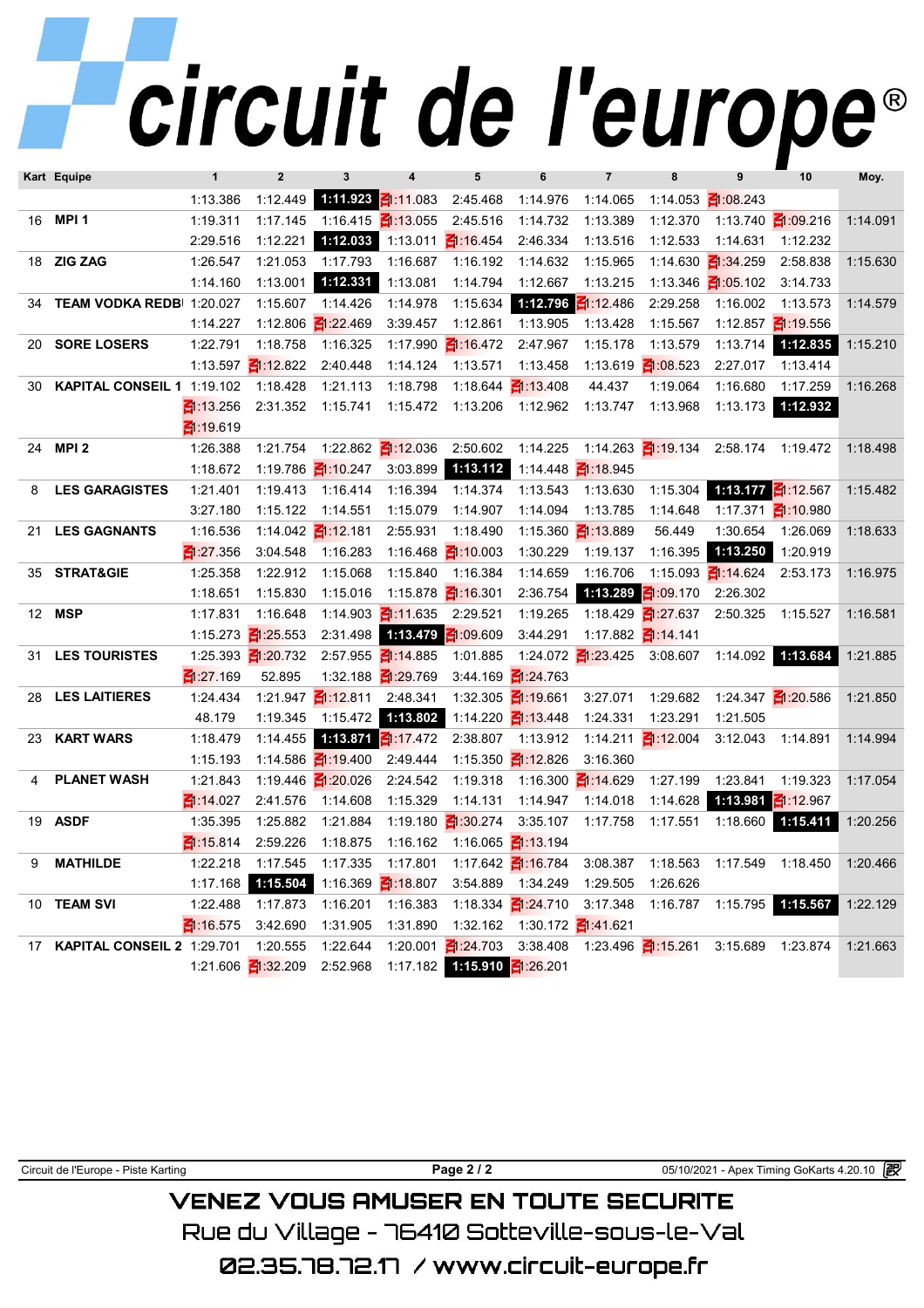# circuit de l'europe®

| Kart | Equipe | 1 | 2 | 3 | 4 | 5 | 6 | 7 | 8 | 9 | 10 | Moy. |
|---|---|---|---|---|---|---|---|---|---|---|---|---|
| | | 1:13.386 | 1:12.449 | **1:11.923** | 1:11.083 | 2:45.468 | 1:14.976 | 1:14.065 | 1:14.053 | 1:08.243 | | |
| 16 | MPI 1 | 1:19.311 | 1:17.145 | 1:16.415 | 1:13.055 | 2:45.516 | 1:14.732 | 1:13.389 | 1:12.370 | 1:13.740 | 1:09.216 | 1:14.091 |
| | | 2:29.516 | 1:12.221 | **1:12.033** | 1:13.011 | 1:16.454 | 2:46.334 | 1:13.516 | 1:12.533 | 1:14.631 | 1:12.232 | |
| 18 | ZIG ZAG | 1:26.547 | 1:21.053 | 1:17.793 | 1:16.687 | 1:16.192 | 1:14.632 | 1:15.965 | 1:14.630 | 1:34.259 | 2:58.838 | 1:15.630 |
| | | 1:14.160 | 1:13.001 | **1:12.331** | 1:13.081 | 1:14.794 | 1:12.667 | 1:13.215 | 1:13.346 | 1:05.102 | 3:14.733 | |
| 34 | TEAM VODKA REDB | 1:20.027 | 1:15.607 | 1:14.426 | 1:14.978 | 1:15.634 | **1:12.796** | 1:12.486 | 2:29.258 | 1:16.002 | 1:13.573 | 1:14.579 |
| | | 1:14.227 | 1:12.806 | 1:22.469 | 3:39.457 | 1:12.861 | 1:13.905 | 1:13.428 | 1:15.567 | 1:12.857 | 1:19.556 | |
| 20 | SORE LOSERS | 1:22.791 | 1:18.758 | 1:16.325 | 1:17.990 | 1:16.472 | 2:47.967 | 1:15.178 | 1:13.579 | 1:13.714 | **1:12.835** | 1:15.210 |
| | | 1:13.597 | 1:12.822 | 2:40.448 | 1:14.124 | 1:13.571 | 1:13.458 | 1:13.619 | 1:08.523 | 2:27.017 | 1:13.414 | |
| 30 | KAPITAL CONSEIL 1 | 1:19.102 | 1:18.428 | 1:21.113 | 1:18.798 | 1:18.644 | 1:13.408 | 44.437 | 1:19.064 | 1:16.680 | 1:17.259 | 1:16.268 |
| | | 1:13.256 | 2:31.352 | 1:15.741 | 1:15.472 | 1:13.206 | 1:12.962 | 1:13.747 | 1:13.968 | 1:13.173 | **1:12.932** | |
| | | 1:19.619 | | | | | | | | | | |
| 24 | MPI 2 | 1:26.388 | 1:21.754 | 1:22.862 | 1:12.036 | 2:50.602 | 1:14.225 | 1:14.263 | 1:19.134 | 2:58.174 | 1:19.472 | 1:18.498 |
| | | 1:18.672 | 1:19.786 | 1:10.247 | 3:03.899 | **1:13.112** | 1:14.448 | 1:18.945 | | | | |
| 8 | LES GARAGISTES | 1:21.401 | 1:19.413 | 1:16.414 | 1:16.394 | 1:14.374 | 1:13.543 | 1:13.630 | 1:15.304 | **1:13.177** | 1:12.567 | 1:15.482 |
| | | 3:27.180 | 1:15.122 | 1:14.551 | 1:15.079 | 1:14.907 | 1:14.094 | 1:13.785 | 1:14.648 | 1:17.371 | 1:10.980 | |
| 21 | LES GAGNANTS | 1:16.536 | 1:14.042 | 1:12.181 | 2:55.931 | 1:18.490 | 1:15.360 | 1:13.889 | 56.449 | 1:30.654 | 1:26.069 | 1:18.633 |
| | | 1:27.356 | 3:04.548 | 1:16.283 | 1:16.468 | 1:10.003 | 1:30.229 | 1:19.137 | 1:16.395 | **1:13.250** | 1:20.919 | |
| 35 | STRAT&GIE | 1:25.358 | 1:22.912 | 1:15.068 | 1:15.840 | 1:16.384 | 1:14.659 | 1:16.706 | 1:15.093 | 1:14.624 | 2:53.173 | 1:16.975 |
| | | 1:18.651 | 1:15.830 | 1:15.016 | 1:15.878 | 1:16.301 | 2:36.754 | **1:13.289** | 1:09.170 | 2:26.302 | | |
| 12 | MSP | 1:17.831 | 1:16.648 | 1:14.903 | 1:11.635 | 2:29.521 | 1:19.265 | 1:18.429 | 1:27.637 | 2:50.325 | 1:15.527 | 1:16.581 |
| | | 1:15.273 | 1:25.553 | 2:31.498 | **1:13.479** | 1:09.609 | 3:44.291 | 1:17.882 | 1:14.141 | | | |
| 31 | LES TOURISTES | 1:25.393 | 1:20.732 | 2:57.955 | 1:14.885 | 1:01.885 | 1:24.072 | 1:23.425 | 3:08.607 | 1:14.092 | **1:13.684** | 1:21.885 |
| | | 1:27.169 | 52.895 | 1:32.188 | 1:29.769 | 3:44.169 | 1:24.763 | | | | | |
| 28 | LES LAITIERES | 1:24.434 | 1:21.947 | 1:12.811 | 2:48.341 | 1:32.305 | 1:19.661 | 3:27.071 | 1:29.682 | 1:24.347 | 1:20.586 | 1:21.850 |
| | | 48.179 | 1:19.345 | 1:15.472 | **1:13.802** | 1:14.220 | 1:13.448 | 1:24.331 | 1:23.291 | 1:21.505 | | |
| 23 | KART WARS | 1:18.479 | 1:14.455 | **1:13.871** | 1:17.472 | 2:38.807 | 1:13.912 | 1:14.211 | 1:12.004 | 3:12.043 | 1:14.891 | 1:14.994 |
| | | 1:15.193 | 1:14.586 | 1:19.400 | 2:49.444 | 1:15.350 | 1:12.826 | 3:16.360 | | | | |
| 4 | PLANET WASH | 1:21.843 | 1:19.446 | 1:20.026 | 2:24.542 | 1:19.318 | 1:16.300 | 1:14.629 | 1:27.199 | 1:23.841 | 1:19.323 | 1:17.054 |
| | | 1:14.027 | 2:41.576 | 1:14.608 | 1:15.329 | 1:14.131 | 1:14.947 | 1:14.018 | 1:14.628 | **1:13.981** | 1:12.967 | |
| 19 | ASDF | 1:35.395 | 1:25.882 | 1:21.884 | 1:19.180 | 1:30.274 | 3:35.107 | 1:17.758 | 1:17.551 | 1:18.660 | **1:15.411** | 1:20.256 |
| | | 1:15.814 | 2:59.226 | 1:18.875 | 1:16.162 | 1:16.065 | 1:13.194 | | | | | |
| 9 | MATHILDE | 1:22.218 | 1:17.545 | 1:17.335 | 1:17.801 | 1:17.642 | 1:16.784 | 3:08.387 | 1:18.563 | 1:17.549 | 1:18.450 | 1:20.466 |
| | | 1:17.168 | **1:15.504** | 1:16.369 | 1:18.807 | 3:54.889 | 1:34.249 | 1:29.505 | 1:26.626 | | | |
| 10 | TEAM SVI | 1:22.488 | 1:17.873 | 1:16.201 | 1:16.383 | 1:18.334 | 1:24.710 | 3:17.348 | 1:16.787 | 1:15.795 | **1:15.567** | 1:22.129 |
| | | 1:16.575 | 3:42.690 | 1:31.905 | 1:31.890 | 1:32.162 | 1:30.172 | 1:41.621 | | | | |
| 17 | KAPITAL CONSEIL 2 | 1:29.701 | 1:20.555 | 1:22.644 | 1:20.001 | 1:24.703 | 3:38.408 | 1:23.496 | 1:15.261 | 3:15.689 | 1:23.874 | 1:21.663 |
| | | 1:21.606 | 1:32.209 | 2:52.968 | 1:17.182 | **1:15.910** | 1:26.201 | | | | | |

Circuit de l'Europe - Piste Karting

05/10/2021 - Apex Timing GoKarts 4.20.10

VENEZ VOUS AMUSER EN TOUTE SECURITE

Rue du Village - 76410 Sotteville-sous-le-Val

02.35.78.72.17 / www.circuit-europe.fr